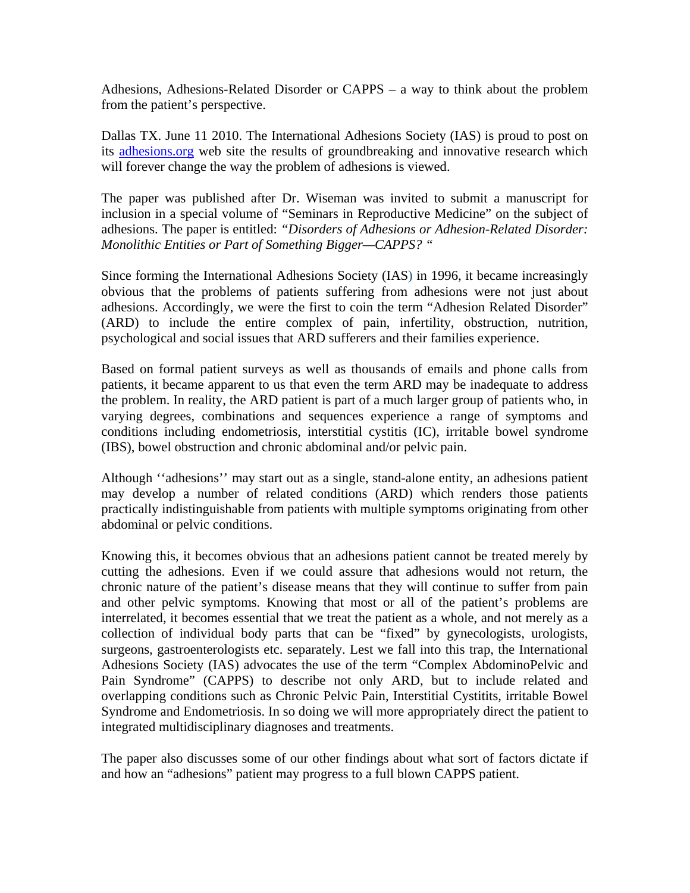Adhesions, Adhesions-Related Disorder or CAPPS – a way to think about the problem from the patient's perspective.

Dallas TX. June 11 2010. The International Adhesions Society (IAS) is proud to post on its [adhesions.org](adhesions.org) web site the results of groundbreaking and innovative research which will forever change the way the problem of adhesions is viewed.

The paper was published after Dr. Wiseman was invited to submit a manuscript for inclusion in a special volume of "Seminars in Reproductive Medicine" on the subject of adhesions. The paper is entitled: *"Disorders of Adhesions or Adhesion-Related Disorder: Monolithic Entities or Part of Something Bigger—CAPPS? "*

Since forming the International Adhesions Society (IAS) in 1996, it became increasingly obvious that the problems of patients suffering from adhesions were not just about adhesions. Accordingly, we were the first to coin the term "Adhesion Related Disorder" (ARD) to include the entire complex of pain, infertility, obstruction, nutrition, psychological and social issues that ARD sufferers and their families experience.

Based on formal patient surveys as well as thousands of emails and phone calls from patients, it became apparent to us that even the term ARD may be inadequate to address the problem. In reality, the ARD patient is part of a much larger group of patients who, in varying degrees, combinations and sequences experience a range of symptoms and conditions including endometriosis, interstitial cystitis (IC), irritable bowel syndrome (IBS), bowel obstruction and chronic abdominal and/or pelvic pain.

Although ''adhesions'' may start out as a single, stand-alone entity, an adhesions patient may develop a number of related conditions (ARD) which renders those patients practically indistinguishable from patients with multiple symptoms originating from other abdominal or pelvic conditions.

Knowing this, it becomes obvious that an adhesions patient cannot be treated merely by cutting the adhesions. Even if we could assure that adhesions would not return, the chronic nature of the patient's disease means that they will continue to suffer from pain and other pelvic symptoms. Knowing that most or all of the patient's problems are interrelated, it becomes essential that we treat the patient as a whole, and not merely as a collection of individual body parts that can be "fixed" by gynecologists, urologists, surgeons, gastroenterologists etc. separately. Lest we fall into this trap, the International Adhesions Society (IAS) advocates the use of the term "Complex AbdominoPelvic and Pain Syndrome" (CAPPS) to describe not only ARD, but to include related and overlapping conditions such as Chronic Pelvic Pain, Interstitial Cystitits, irritable Bowel Syndrome and Endometriosis. In so doing we will more appropriately direct the patient to integrated multidisciplinary diagnoses and treatments.

The paper also discusses some of our other findings about what sort of factors dictate if and how an "adhesions" patient may progress to a full blown CAPPS patient.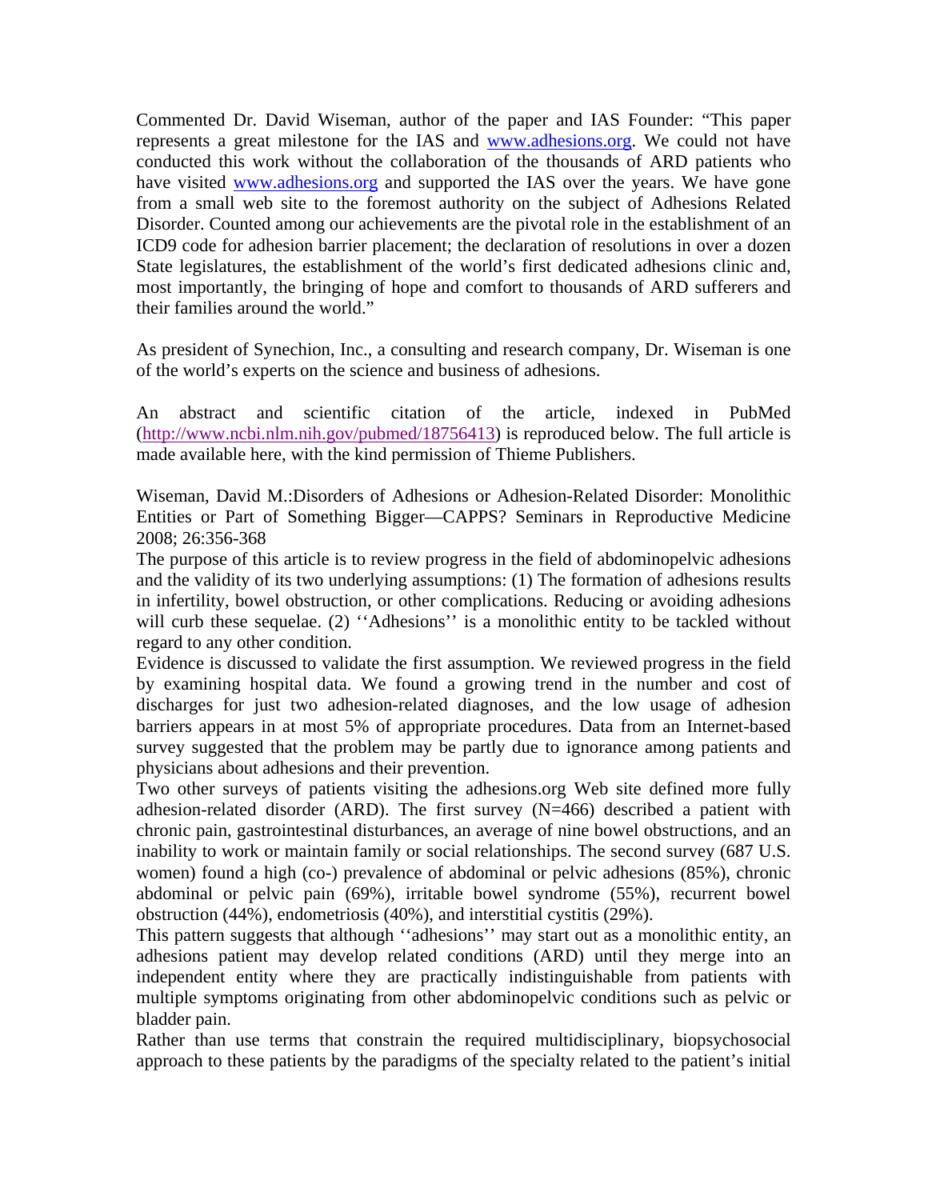Commented Dr. David Wiseman, author of the paper and IAS Founder: “This paper represents a great milestone for the IAS and www.adhesions.org. We could not have conducted this work without the collaboration of the thousands of ARD patients who have visited www.adhesions.org and supported the IAS over the years. We have gone from a small web site to the foremost authority on the subject of Adhesions Related Disorder. Counted among our achievements are the pivotal role in the establishment of an ICD9 code for adhesion barrier placement; the declaration of resolutions in over a dozen State legislatures, the establishment of the world’s first dedicated adhesions clinic and, most importantly, the bringing of hope and comfort to thousands of ARD sufferers and their families around the world.”

As president of Synechion, Inc., a consulting and research company, Dr. Wiseman is one of the world’s experts on the science and business of adhesions.

An abstract and scientific citation of the article, indexed in PubMed (http://www.ncbi.nlm.nih.gov/pubmed/18756413) is reproduced below. The full article is made available here, with the kind permission of Thieme Publishers.

Wiseman, David M.:Disorders of Adhesions or Adhesion-Related Disorder: Monolithic Entities or Part of Something Bigger—CAPPS? Seminars in Reproductive Medicine 2008; 26:356-368
The purpose of this article is to review progress in the field of abdominopelvic adhesions and the validity of its two underlying assumptions: (1) The formation of adhesions results in infertility, bowel obstruction, or other complications. Reducing or avoiding adhesions will curb these sequelae. (2) ‘‘Adhesions’’ is a monolithic entity to be tackled without regard to any other condition.
Evidence is discussed to validate the first assumption. We reviewed progress in the field by examining hospital data. We found a growing trend in the number and cost of discharges for just two adhesion-related diagnoses, and the low usage of adhesion barriers appears in at most 5% of appropriate procedures. Data from an Internet-based survey suggested that the problem may be partly due to ignorance among patients and physicians about adhesions and their prevention.
Two other surveys of patients visiting the adhesions.org Web site defined more fully adhesion-related disorder (ARD). The first survey (N=466) described a patient with chronic pain, gastrointestinal disturbances, an average of nine bowel obstructions, and an inability to work or maintain family or social relationships. The second survey (687 U.S. women) found a high (co-) prevalence of abdominal or pelvic adhesions (85%), chronic abdominal or pelvic pain (69%), irritable bowel syndrome (55%), recurrent bowel obstruction (44%), endometriosis (40%), and interstitial cystitis (29%).
This pattern suggests that although ‘‘adhesions’’ may start out as a monolithic entity, an adhesions patient may develop related conditions (ARD) until they merge into an independent entity where they are practically indistinguishable from patients with multiple symptoms originating from other abdominopelvic conditions such as pelvic or bladder pain.
Rather than use terms that constrain the required multidisciplinary, biopsychosocial approach to these patients by the paradigms of the specialty related to the patient’s initial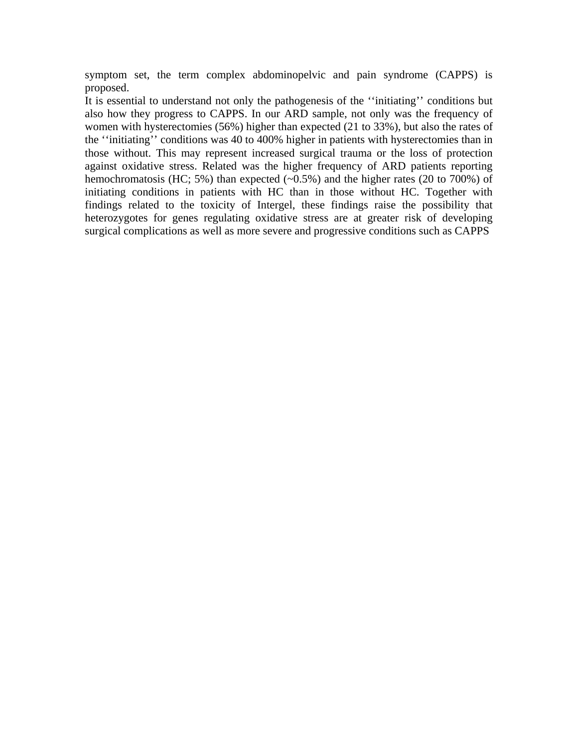symptom set, the term complex abdominopelvic and pain syndrome (CAPPS) is proposed.

It is essential to understand not only the pathogenesis of the ‘‘initiating’’ conditions but also how they progress to CAPPS. In our ARD sample, not only was the frequency of women with hysterectomies (56%) higher than expected (21 to 33%), but also the rates of the ‘‘initiating’’ conditions was 40 to 400% higher in patients with hysterectomies than in those without. This may represent increased surgical trauma or the loss of protection against oxidative stress. Related was the higher frequency of ARD patients reporting hemochromatosis (HC; 5%) than expected (~0.5%) and the higher rates (20 to 700%) of initiating conditions in patients with HC than in those without HC. Together with findings related to the toxicity of Intergel, these findings raise the possibility that heterozygotes for genes regulating oxidative stress are at greater risk of developing surgical complications as well as more severe and progressive conditions such as CAPPS